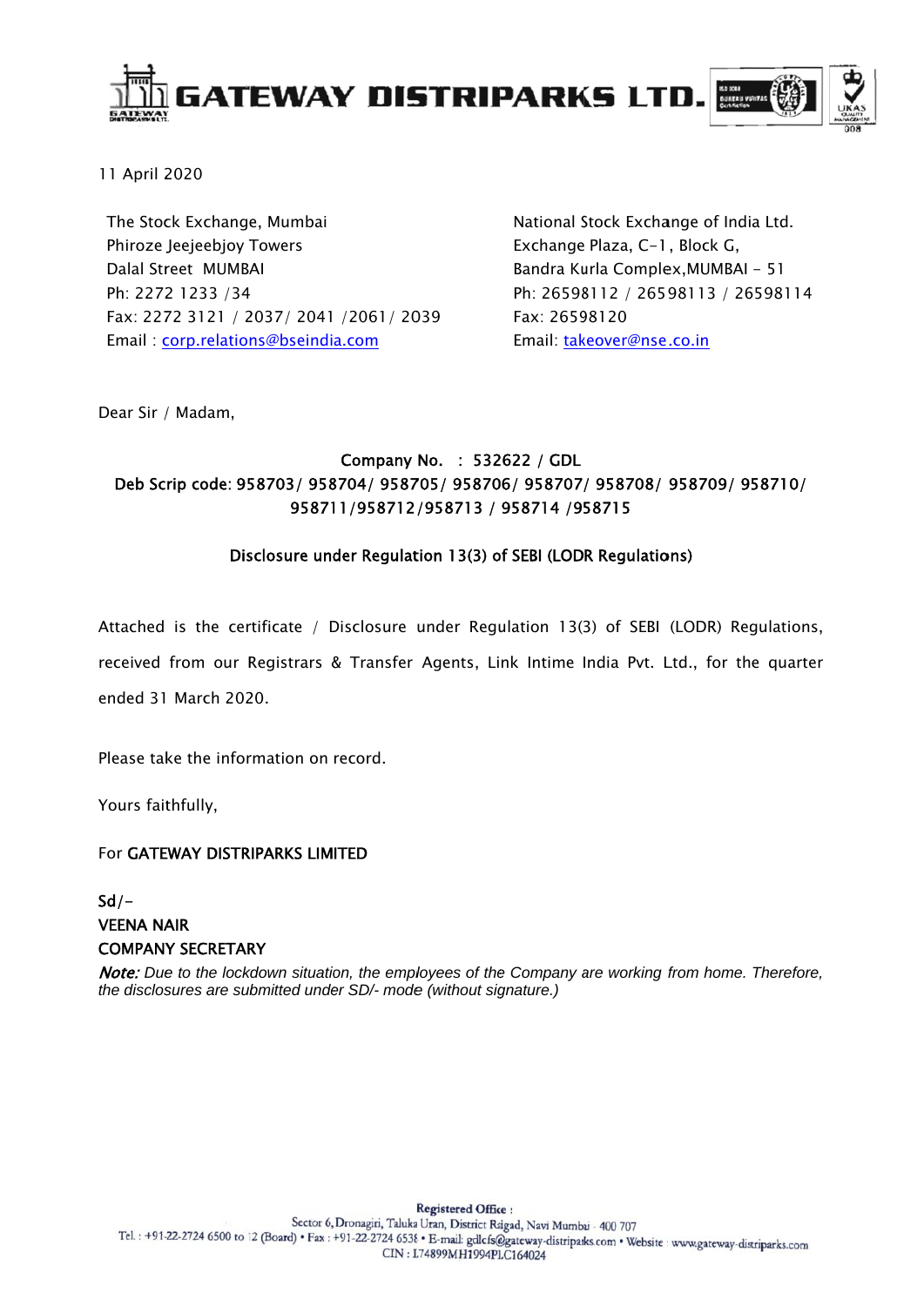# GATEWAY DISTRIPARKS LTD.

11 April 2020

The Stock Exchange, Mumbai
Phiroze Jeejeebjoy Towers
Dalal Street MUMBAI
Ph: 2272 1233 /34
Fax: 2272 3121 / 2037/ 2041 /2061/ 2039
Email : corp.relations@bseindia.com

National Stock Exchange of India Ltd.
Exchange Plaza, C-1, Block G,
Bandra Kurla Complex,MUMBAI - 51
Ph: 26598112 / 26598113 / 26598114
Fax: 26598120
Email: takeover@nse.co.in

Dear Sir / Madam,

**Company No. : 532622 / GDL**
**Deb Scrip code: 958703/ 958704/ 958705/ 958706/ 958707/ 958708/ 958709/ 958710/ 958711/958712/958713 / 958714 /958715**

**Disclosure under Regulation 13(3) of SEBI (LODR Regulations)**

Attached is the certificate / Disclosure under Regulation 13(3) of SEBI (LODR) Regulations, received from our Registrars & Transfer Agents, Link Intime India Pvt. Ltd., for the quarter ended 31 March 2020.

Please take the information on record.

Yours faithfully,

For **GATEWAY DISTRIPARKS LIMITED**

**Sd/-**
**VEENA NAIR**
**COMPANY SECRETARY**

***Note:*** *Due to the lockdown situation, the employees of the Company are working from home. Therefore, the disclosures are submitted under SD/- mode (without signature.)*

**Registered Office :**
Sector 6, Dronagiri, Taluka Uran, District Raigad, Navi Mumbai - 400 707
Tel. : +91-22-2724 6500 to 12 (Board) • Fax : +91-22-2724 6538 • E-mail: gdlcfs@gateway-distriparks.com • Website : www.gateway-distriparks.com
CIN : L74899MH1994PLC164024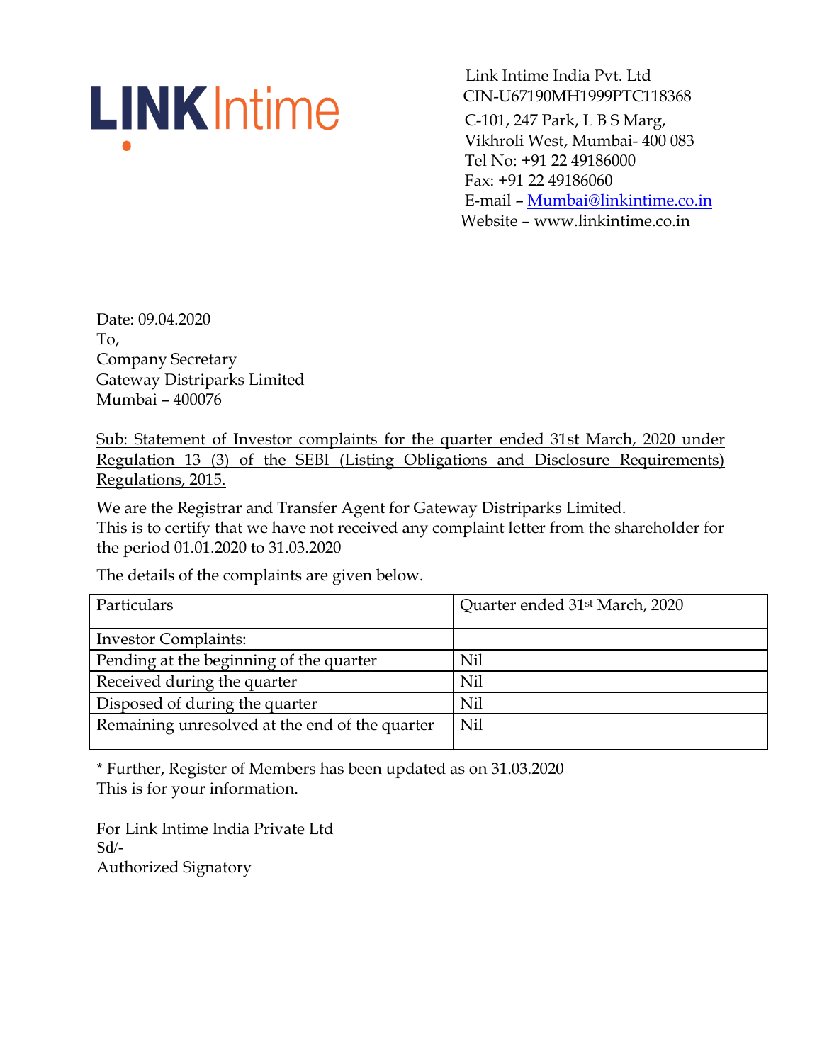**LINK Intime**

Link Intime India Pvt. Ltd
CIN-U67190MH1999PTC118368
C-101, 247 Park, L B S Marg,
Vikhroli West, Mumbai- 400 083
Tel No: +91 22 49186000
Fax: +91 22 49186060
E-mail – Mumbai@linkintime.co.in
Website – www.linkintime.co.in

Date: 09.04.2020
To,
Company Secretary
Gateway Distriparks Limited
Mumbai – 400076

Sub: Statement of Investor complaints for the quarter ended 31st March, 2020 under Regulation 13 (3) of the SEBI (Listing Obligations and Disclosure Requirements) Regulations, 2015.

We are the Registrar and Transfer Agent for Gateway Distriparks Limited.
This is to certify that we have not received any complaint letter from the shareholder for the period 01.01.2020 to 31.03.2020

The details of the complaints are given below.

| Particulars | Quarter ended 31st March, 2020 |
|---|---|
| Investor Complaints: | |
| Pending at the beginning of the quarter | Nil |
| Received during the quarter | Nil |
| Disposed of during the quarter | Nil |
| Remaining unresolved at the end of the quarter | Nil |

* Further, Register of Members has been updated as on 31.03.2020
This is for your information.

For Link Intime India Private Ltd
Sd/-
Authorized Signatory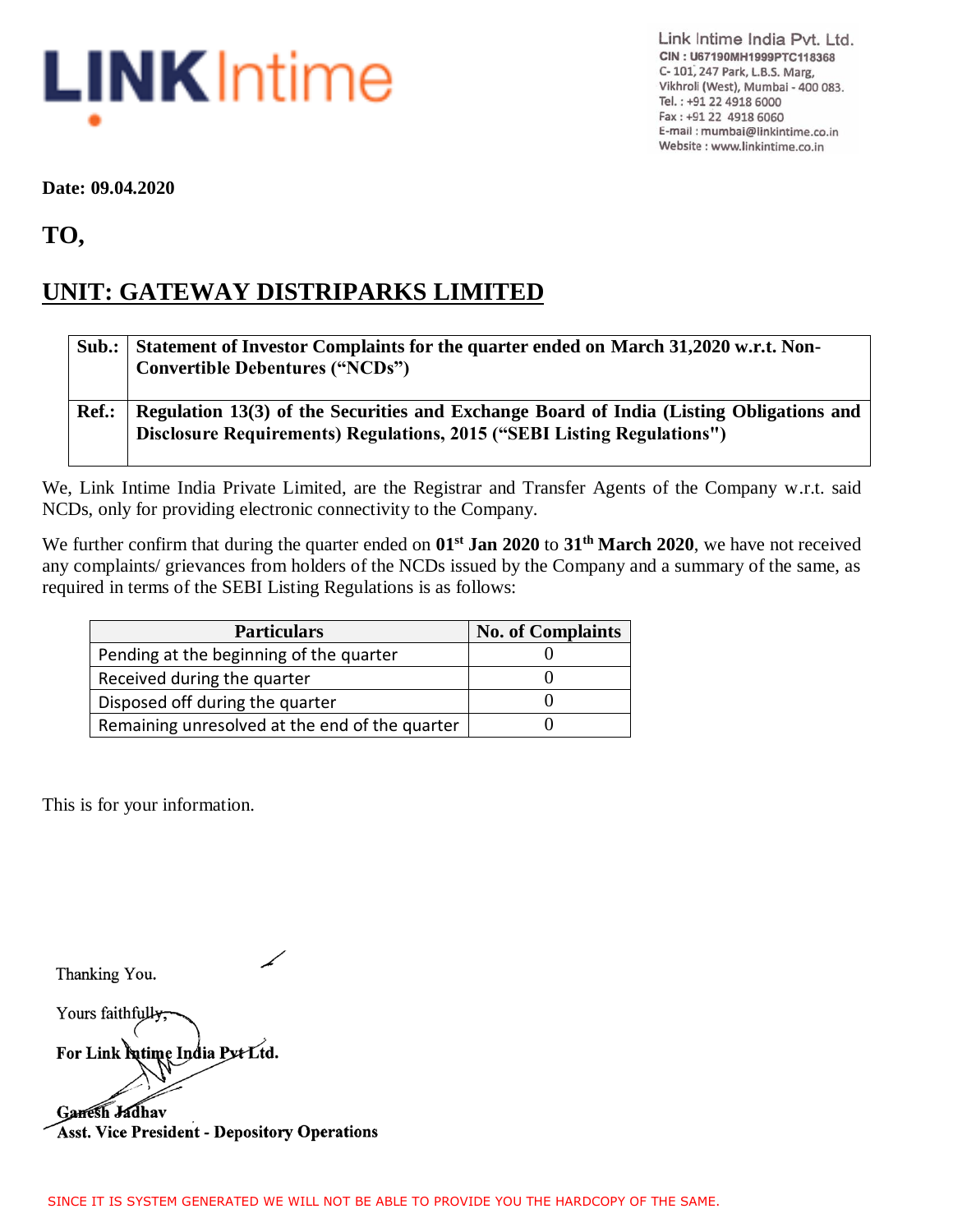Link Intime India Pvt. Ltd.
CIN : U67190MH1999PTC118368
C-101, 247 Park, L.B.S. Marg,
Vikhroli (West), Mumbai - 400 083.
Tel. : +91 22 4918 6000
Fax : +91 22 4918 6060
E-mail : mumbai@linkintime.co.in
Website : www.linkintime.co.in

**Date: 09.04.2020**

**TO,**

## UNIT: GATEWAY DISTRIPARKS LIMITED

| | |
|---|---|
| **Sub.:** | **Statement of Investor Complaints for the quarter ended on March 31,2020 w.r.t. Non-Convertible Debentures ("NCDs")** |
| **Ref.:** | **Regulation 13(3) of the Securities and Exchange Board of India (Listing Obligations and Disclosure Requirements) Regulations, 2015 ("SEBI Listing Regulations")** |

We, Link Intime India Private Limited, are the Registrar and Transfer Agents of the Company w.r.t. said NCDs, only for providing electronic connectivity to the Company.

We further confirm that during the quarter ended on **01st Jan 2020** to **31th March 2020**, we have not received any complaints/ grievances from holders of the NCDs issued by the Company and a summary of the same, as required in terms of the SEBI Listing Regulations is as follows:

| Particulars | No. of Complaints |
|---|---|
| Pending at the beginning of the quarter | 0 |
| Received during the quarter | 0 |
| Disposed off during the quarter | 0 |
| Remaining unresolved at the end of the quarter | 0 |

This is for your information.

Thanking You.

Yours faithfully,

**For Link Intime India Pvt Ltd.**

**Ganesh Jadhav**
**Asst. Vice President - Depository Operations**

SINCE IT IS SYSTEM GENERATED WE WILL NOT BE ABLE TO PROVIDE YOU THE HARDCOPY OF THE SAME.